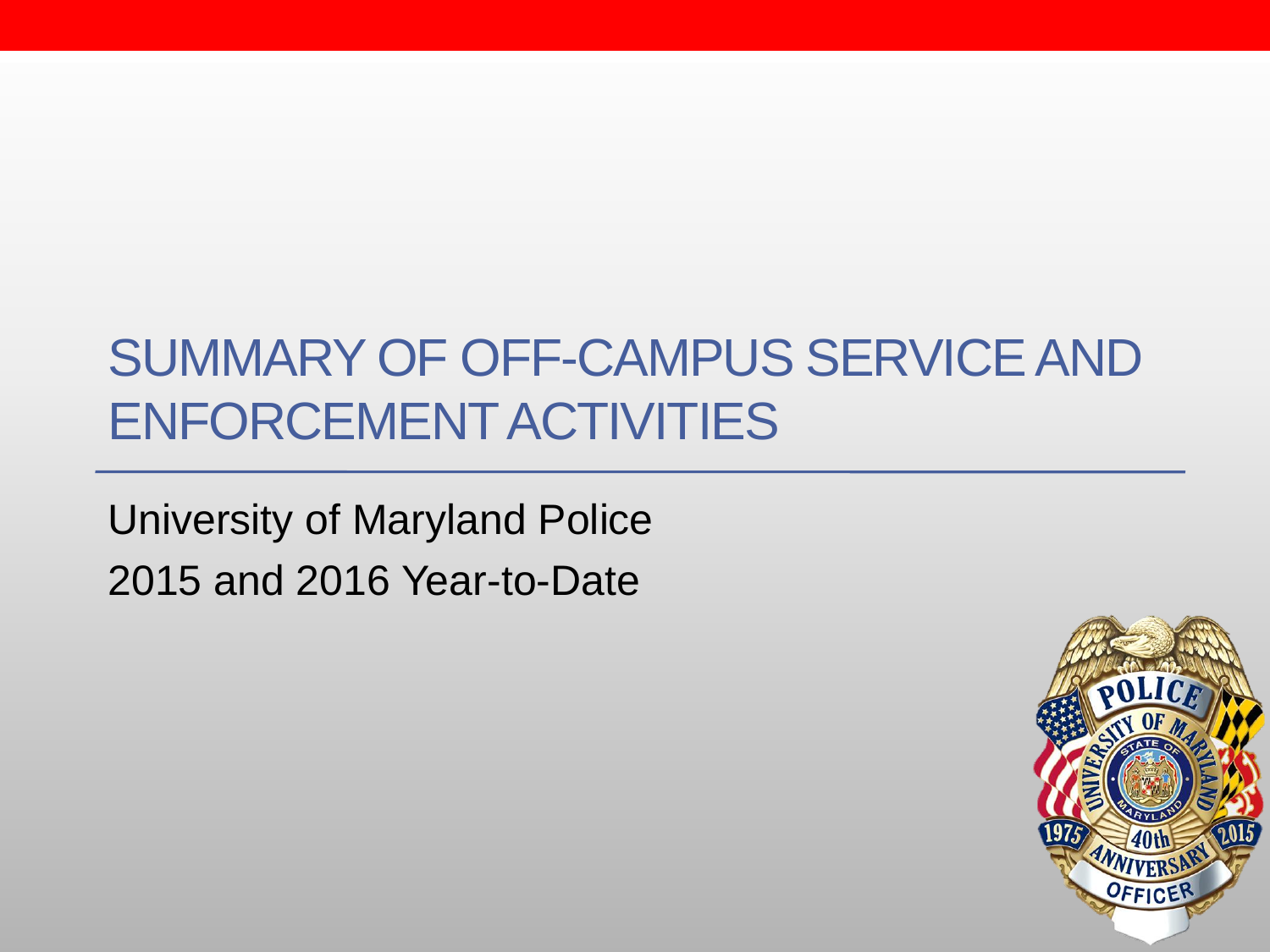# SUMMARY OF OFF-CAMPUS SERVICE AND ENFORCEMENT ACTIVITIES

University of Maryland Police

2015 and 2016 Year-to-Date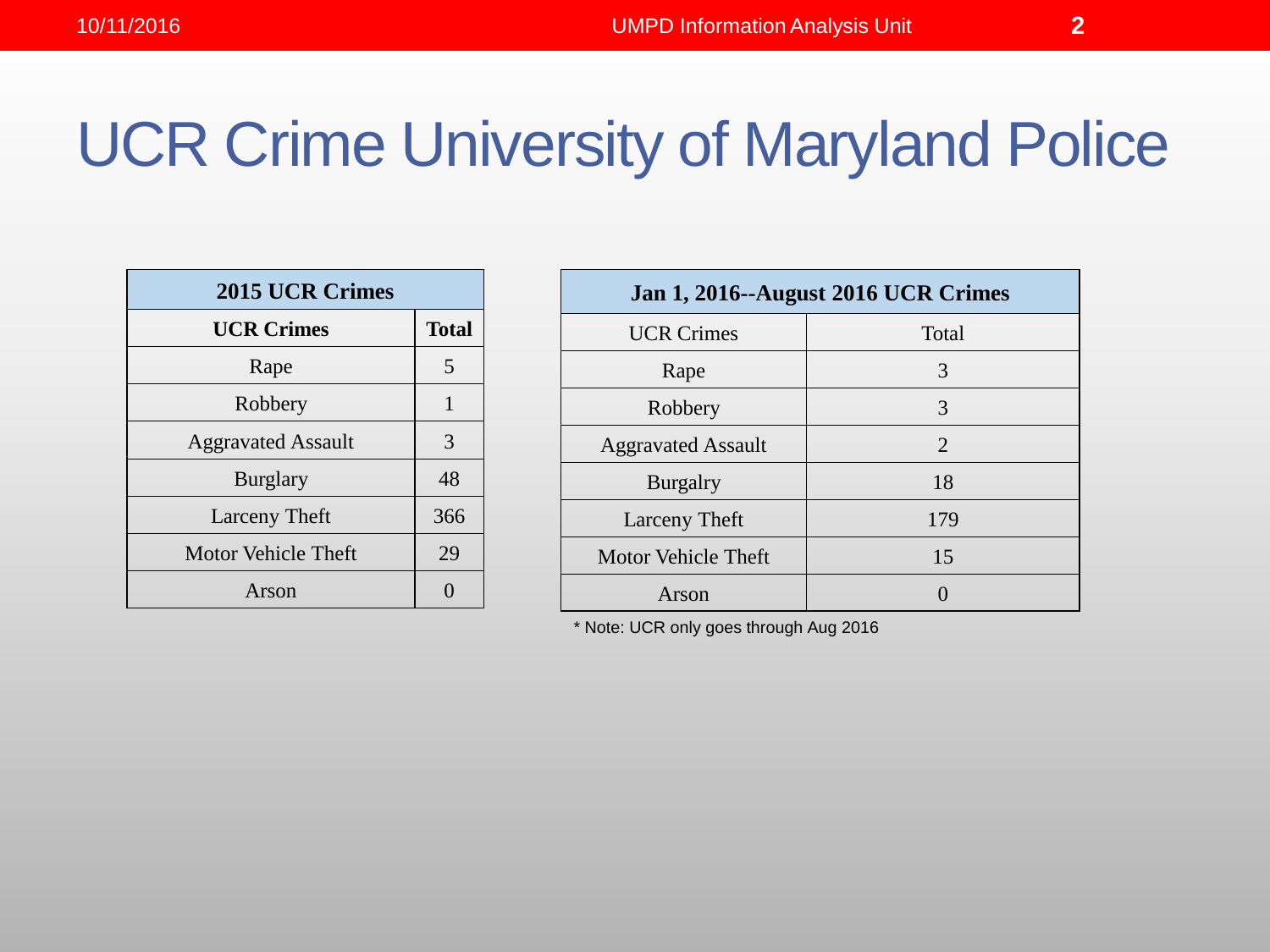# UCR Crime University of Maryland Police

| 2015 UCR Crimes | |
|---|---|
| **UCR Crimes** | **Total** |
| Rape | 5 |
| Robbery | 1 |
| Aggravated Assault | 3 |
| Burglary | 48 |
| Larceny Theft | 366 |
| Motor Vehicle Theft | 29 |
| Arson | 0 |

| Jan 1, 2016--August 2016 UCR Crimes | |
|---|---|
| UCR Crimes | Total |
| Rape | 3 |
| Robbery | 3 |
| Aggravated Assault | 2 |
| Burgalry | 18 |
| Larceny Theft | 179 |
| Motor Vehicle Theft | 15 |
| Arson | 0 |

* Note: UCR only goes through Aug 2016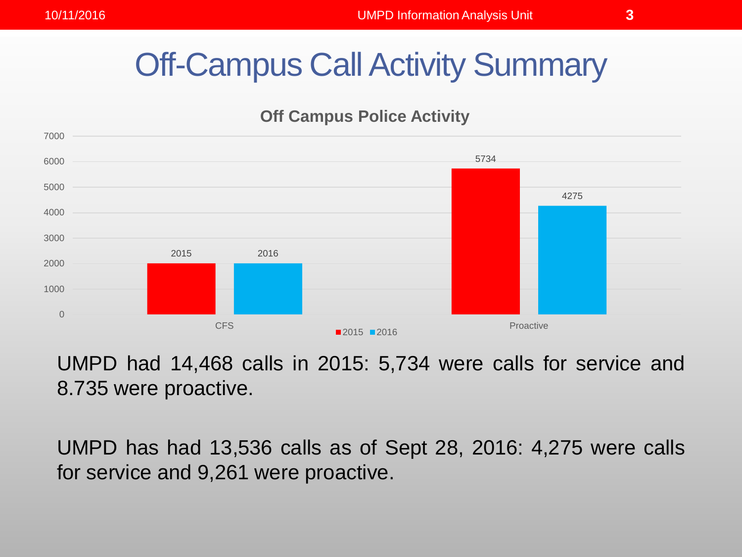# Off-Campus Call Activity Summary

**Off Campus Police Activity**

| | 2015 | 2016 |
|---|---|---|
| CFS | 2015 | 2016 |
| Proactive | 5734 | 4275 |

UMPD had 14,468 calls in 2015: 5,734 were calls for service and 8.735 were proactive.

UMPD has had 13,536 calls as of Sept 28, 2016: 4,275 were calls for service and 9,261 were proactive.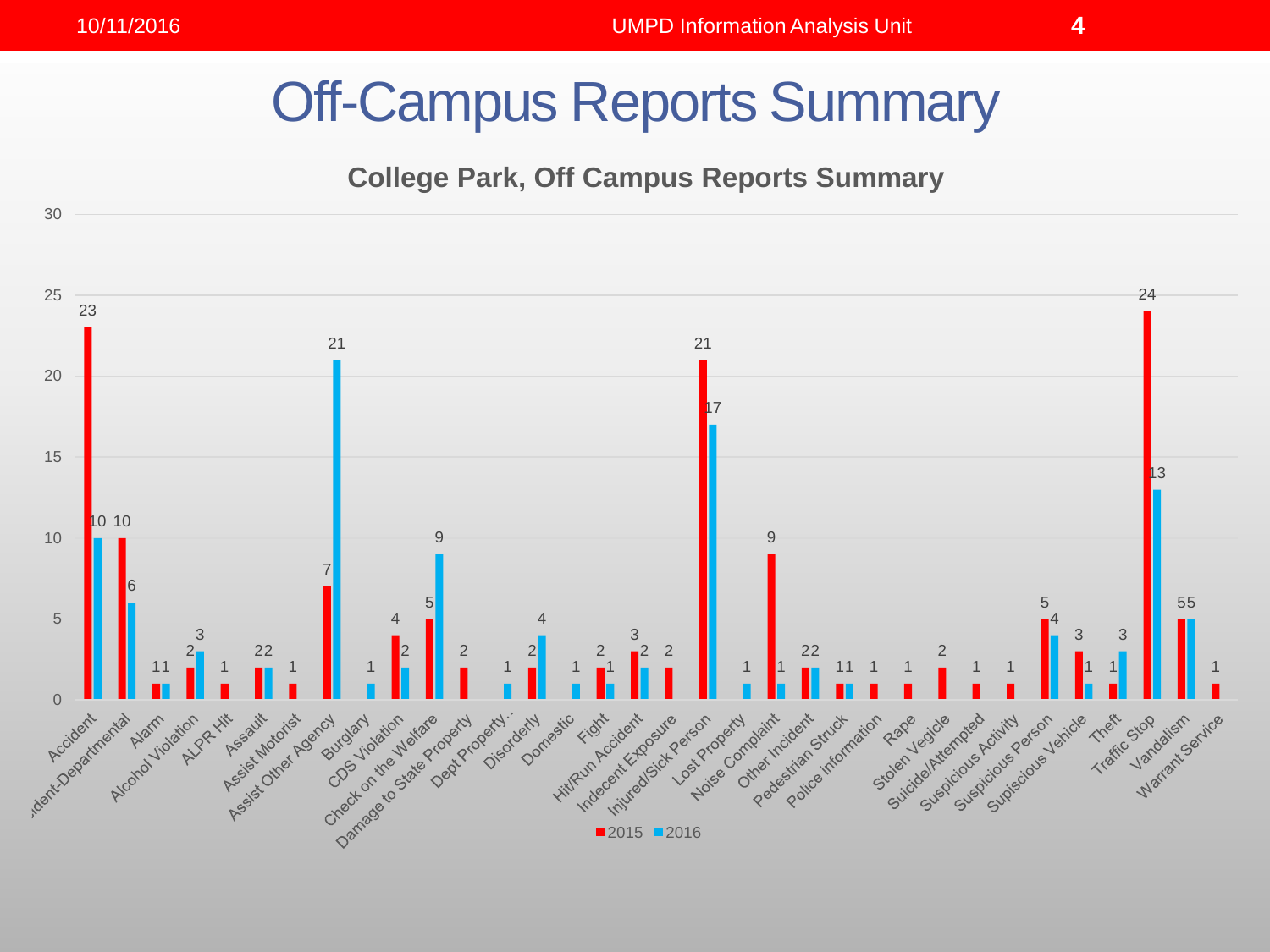# Off-Campus Reports Summary

## College Park, Off Campus Reports Summary

| Category | 2015 | 2016 |
| --- | --- | --- |
| Accident | 23 | 10 |
| ident-Departmental | 10 | 6 |
| Alarm | 1 | 1 |
| Alcohol Violation | 2 | 3 |
| ALPR Hit | 1 | |
| Assault | 2 | 2 |
| Assist Motorist | 1 | |
| Assist Other Agency | 7 | 21 |
| Burglary | | 1 |
| CDS Violation | 4 | 2 |
| Check on the Welfare | 5 | 9 |
| Damage to State Property | 2 | |
| Dept Property.. | | 1 |
| Disorderly | 2 | 4 |
| Domestic | | 1 |
| Fight | 2 | 1 |
| Hit/Run Accident | 3 | 2 |
| Indecent Exposure | 2 | |
| Injured/Sick Person | 21 | 17 |
| Lost Property | | 1 |
| Noise Complaint | 9 | 1 |
| Other Incident | 2 | 2 |
| Pedestrian Struck | 1 | 1 |
| Police information | 1 | |
| Rape | 1 | |
| Stolen Vegicle | 2 | |
| Suicide/Attempted | 1 | |
| Suspicious Activity | 1 | |
| Suspicious Person | 5 | 4 |
| Supiscious Vehicle | 3 | 1 |
| Theft | 1 | 3 |
| Traffic Stop | 24 | 13 |
| Vandalism | 5 | 5 |
| Warrant Service | 1 | |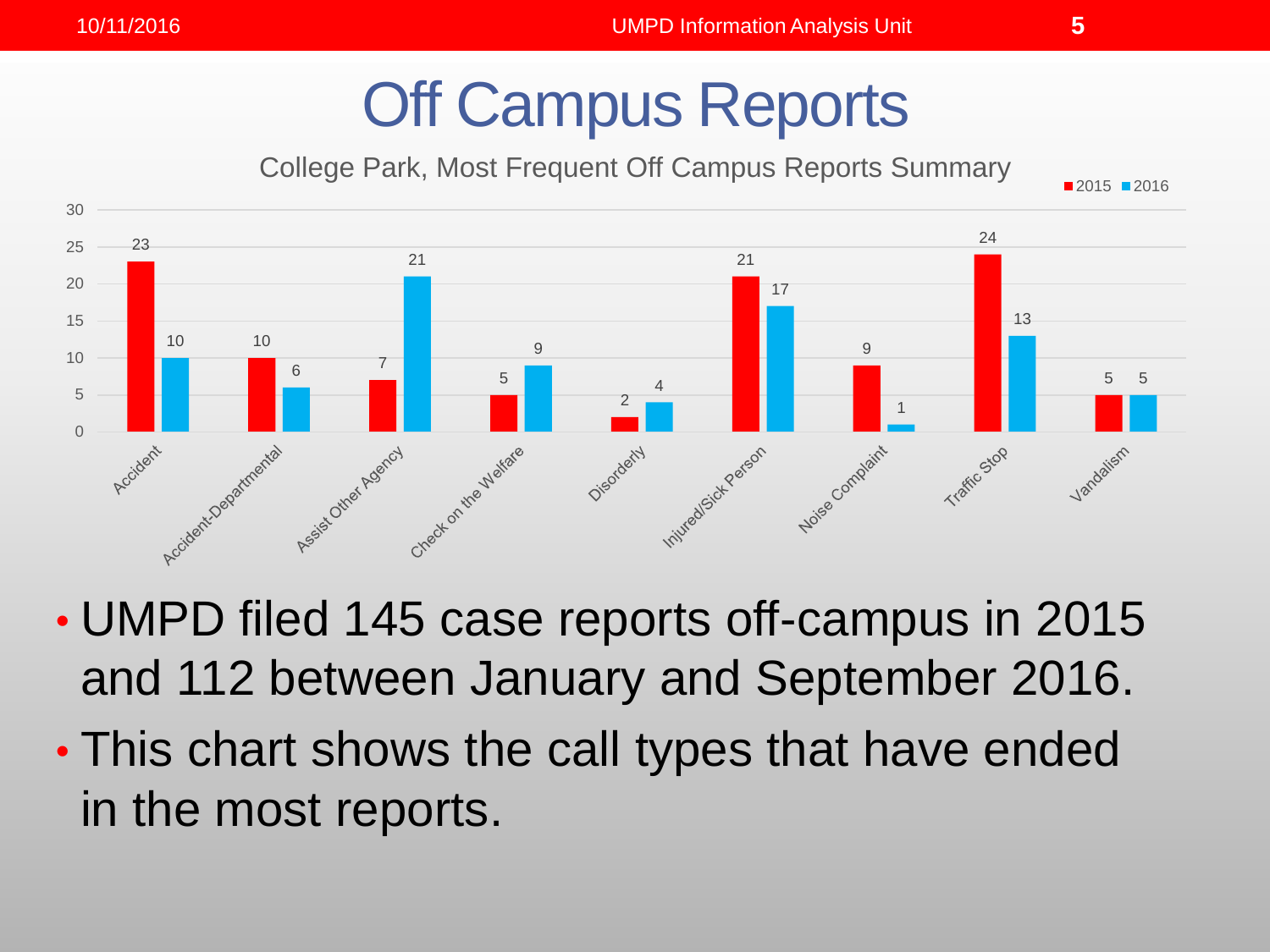# Off Campus Reports

College Park, Most Frequent Off Campus Reports Summary

| Call Type | 2015 | 2016 |
| --- | --- | --- |
| Accident | 23 | 10 |
| Accident-Departmental | 10 | 6 |
| Assist Other Agency | 7 | 21 |
| Check on the Welfare | 5 | 9 |
| Disorderly | 2 | 4 |
| Injured/Sick Person | 21 | 17 |
| Noise Complaint | 9 | 1 |
| Traffic Stop | 24 | 13 |
| Vandalism | 5 | 5 |

- UMPD filed 145 case reports off-campus in 2015 and 112 between January and September 2016.
- This chart shows the call types that have ended in the most reports.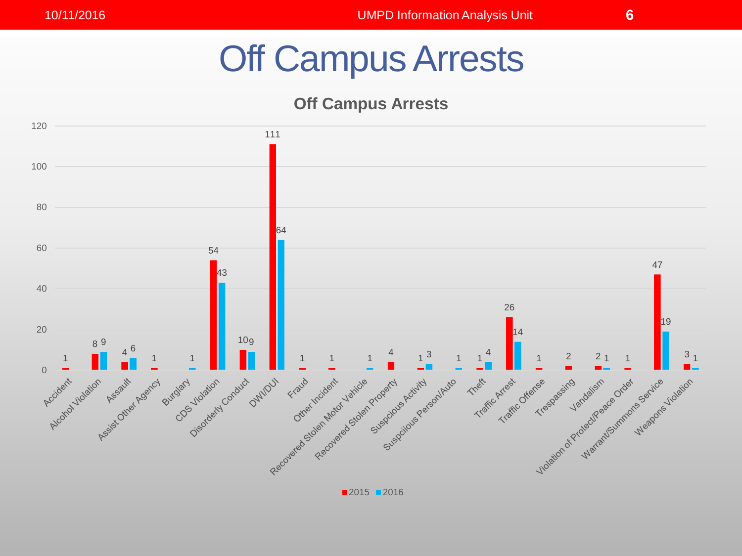# Off Campus Arrests

## Off Campus Arrests

| Category | 2015 | 2016 |
|---|---|---|
| Accident | 1 | |
| Alcohol Violation | 8 | 9 |
| Assault | 4 | 6 |
| Assist Other Agency | 1 | |
| Burglary | | 1 |
| CDS Violation | 54 | 43 |
| Disorderly Conduct | 10 | 9 |
| DWI/DUI | 111 | 64 |
| Fraud | 1 | |
| Other Incident | 1 | |
| Recovered Stolen Motor Vehicle | | 1 |
| Recovered Stolen Property | 4 | |
| Suspcious Activity | 1 | 3 |
| Suspciious Person/Auto | | 1 |
| Theft | 1 | 4 |
| Traffic Arrest | 26 | 14 |
| Traffic Offense | 1 | |
| Trespassing | 2 | |
| Vandalism | 2 | 1 |
| Violation of Protect/Peace Order | 1 | |
| Warrant/Summons Service | 47 | 19 |
| Weapons Violation | 3 | 1 |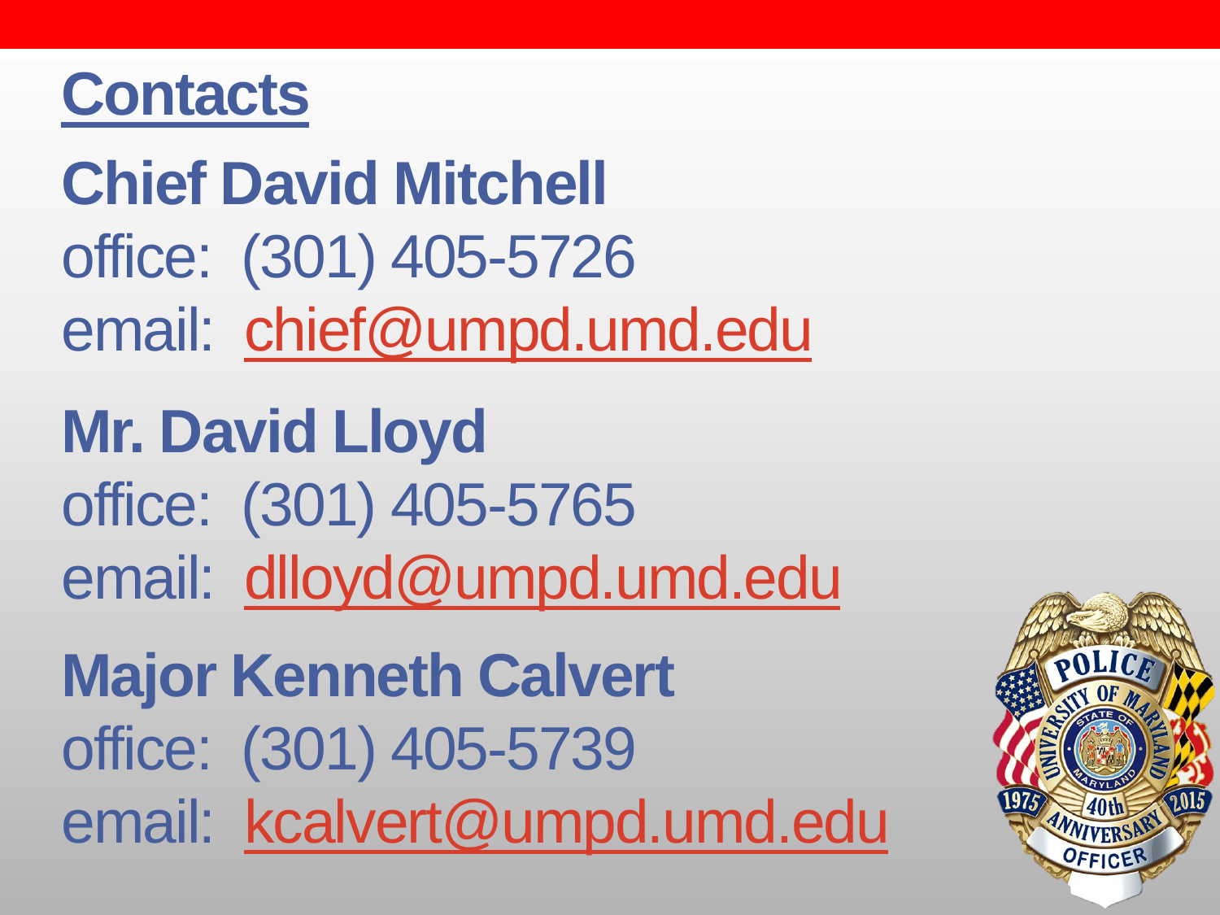# Contacts

**Chief David Mitchell**
office: (301) 405-5726
email: chief@umpd.umd.edu

**Mr. David Lloyd**
office: (301) 405-5765
email: dlloyd@umpd.umd.edu

**Major Kenneth Calvert**
office: (301) 405-5739
email: kcalvert@umpd.umd.edu